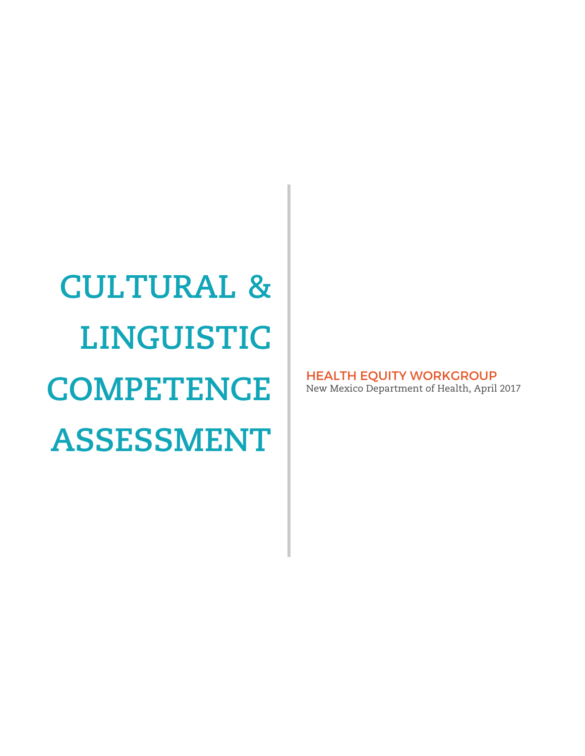# CULTURAL & LINGUISTIC COMPETENCE ASSESSMENT

HEALTH EQUITY WORKGROUP

New Mexico Department of Health, April 2017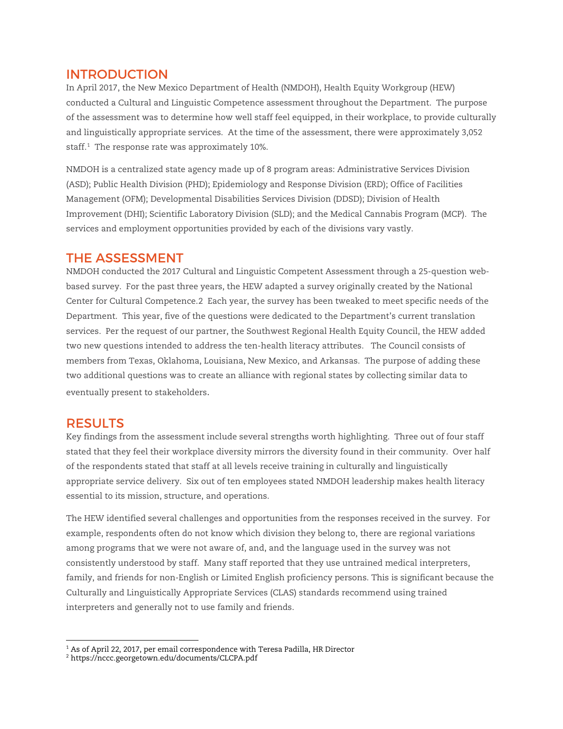## INTRODUCTION

In April 2017, the New Mexico Department of Health (NMDOH), Health Equity Workgroup (HEW) conducted a Cultural and Linguistic Competence assessment throughout the Department. The purpose of the assessment was to determine how well staff feel equipped, in their workplace, to provide culturally and linguistically appropriate services. At the time of the assessment, there were approximately 3,052 staff.[1] The response rate was approximately 10%.

NMDOH is a centralized state agency made up of 8 program areas: Administrative Services Division (ASD); Public Health Division (PHD); Epidemiology and Response Division (ERD); Office of Facilities Management (OFM); Developmental Disabilities Services Division (DDSD); Division of Health Improvement (DHI); Scientific Laboratory Division (SLD); and the Medical Cannabis Program (MCP). The services and employment opportunities provided by each of the divisions vary vastly.

## THE ASSESSMENT

NMDOH conducted the 2017 Cultural and Linguistic Competent Assessment through a 25-question web-based survey. For the past three years, the HEW adapted a survey originally created by the National Center for Cultural Competence.2 Each year, the survey has been tweaked to meet specific needs of the Department. This year, five of the questions were dedicated to the Department's current translation services. Per the request of our partner, the Southwest Regional Health Equity Council, the HEW added two new questions intended to address the ten-health literacy attributes. The Council consists of members from Texas, Oklahoma, Louisiana, New Mexico, and Arkansas. The purpose of adding these two additional questions was to create an alliance with regional states by collecting similar data to eventually present to stakeholders.

## RESULTS

Key findings from the assessment include several strengths worth highlighting. Three out of four staff stated that they feel their workplace diversity mirrors the diversity found in their community. Over half of the respondents stated that staff at all levels receive training in culturally and linguistically appropriate service delivery. Six out of ten employees stated NMDOH leadership makes health literacy essential to its mission, structure, and operations.

The HEW identified several challenges and opportunities from the responses received in the survey. For example, respondents often do not know which division they belong to, there are regional variations among programs that we were not aware of, and, and the language used in the survey was not consistently understood by staff. Many staff reported that they use untrained medical interpreters, family, and friends for non-English or Limited English proficiency persons. This is significant because the Culturally and Linguistically Appropriate Services (CLAS) standards recommend using trained interpreters and generally not to use family and friends.

---

[1] As of April 22, 2017, per email correspondence with Teresa Padilla, HR Director

[2] https://nccc.georgetown.edu/documents/CLCPA.pdf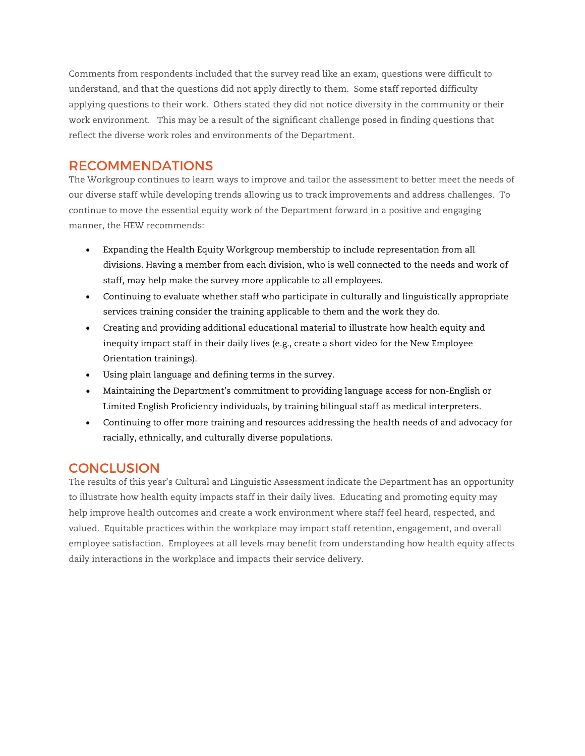Comments from respondents included that the survey read like an exam, questions were difficult to understand, and that the questions did not apply directly to them. Some staff reported difficulty applying questions to their work. Others stated they did not notice diversity in the community or their work environment. This may be a result of the significant challenge posed in finding questions that reflect the diverse work roles and environments of the Department.

## RECOMMENDATIONS

The Workgroup continues to learn ways to improve and tailor the assessment to better meet the needs of our diverse staff while developing trends allowing us to track improvements and address challenges. To continue to move the essential equity work of the Department forward in a positive and engaging manner, the HEW recommends:

- Expanding the Health Equity Workgroup membership to include representation from all divisions. Having a member from each division, who is well connected to the needs and work of staff, may help make the survey more applicable to all employees.
- Continuing to evaluate whether staff who participate in culturally and linguistically appropriate services training consider the training applicable to them and the work they do.
- Creating and providing additional educational material to illustrate how health equity and inequity impact staff in their daily lives (e.g., create a short video for the New Employee Orientation trainings).
- Using plain language and defining terms in the survey.
- Maintaining the Department's commitment to providing language access for non-English or Limited English Proficiency individuals, by training bilingual staff as medical interpreters.
- Continuing to offer more training and resources addressing the health needs of and advocacy for racially, ethnically, and culturally diverse populations.

## CONCLUSION

The results of this year's Cultural and Linguistic Assessment indicate the Department has an opportunity to illustrate how health equity impacts staff in their daily lives. Educating and promoting equity may help improve health outcomes and create a work environment where staff feel heard, respected, and valued. Equitable practices within the workplace may impact staff retention, engagement, and overall employee satisfaction. Employees at all levels may benefit from understanding how health equity affects daily interactions in the workplace and impacts their service delivery.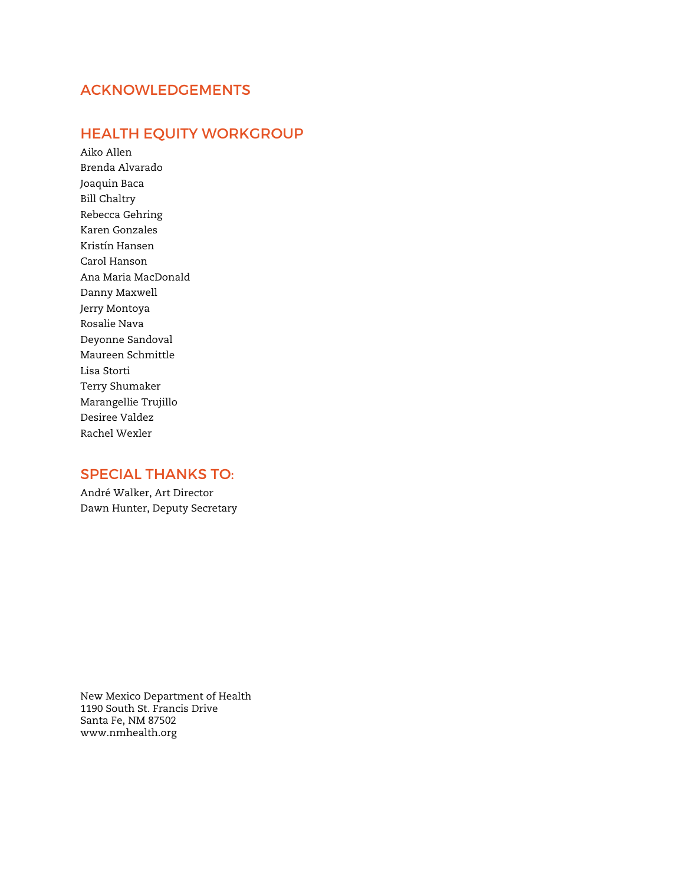# ACKNOWLEDGEMENTS

## HEALTH EQUITY WORKGROUP

Aiko Allen
Brenda Alvarado
Joaquin Baca
Bill Chaltry
Rebecca Gehring
Karen Gonzales
Kristín Hansen
Carol Hanson
Ana Maria MacDonald
Danny Maxwell
Jerry Montoya
Rosalie Nava
Deyonne Sandoval
Maureen Schmittle
Lisa Storti
Terry Shumaker
Marangellie Trujillo
Desiree Valdez
Rachel Wexler

## SPECIAL THANKS TO:

André Walker, Art Director
Dawn Hunter, Deputy Secretary

New Mexico Department of Health
1190 South St. Francis Drive
Santa Fe, NM 87502
www.nmhealth.org